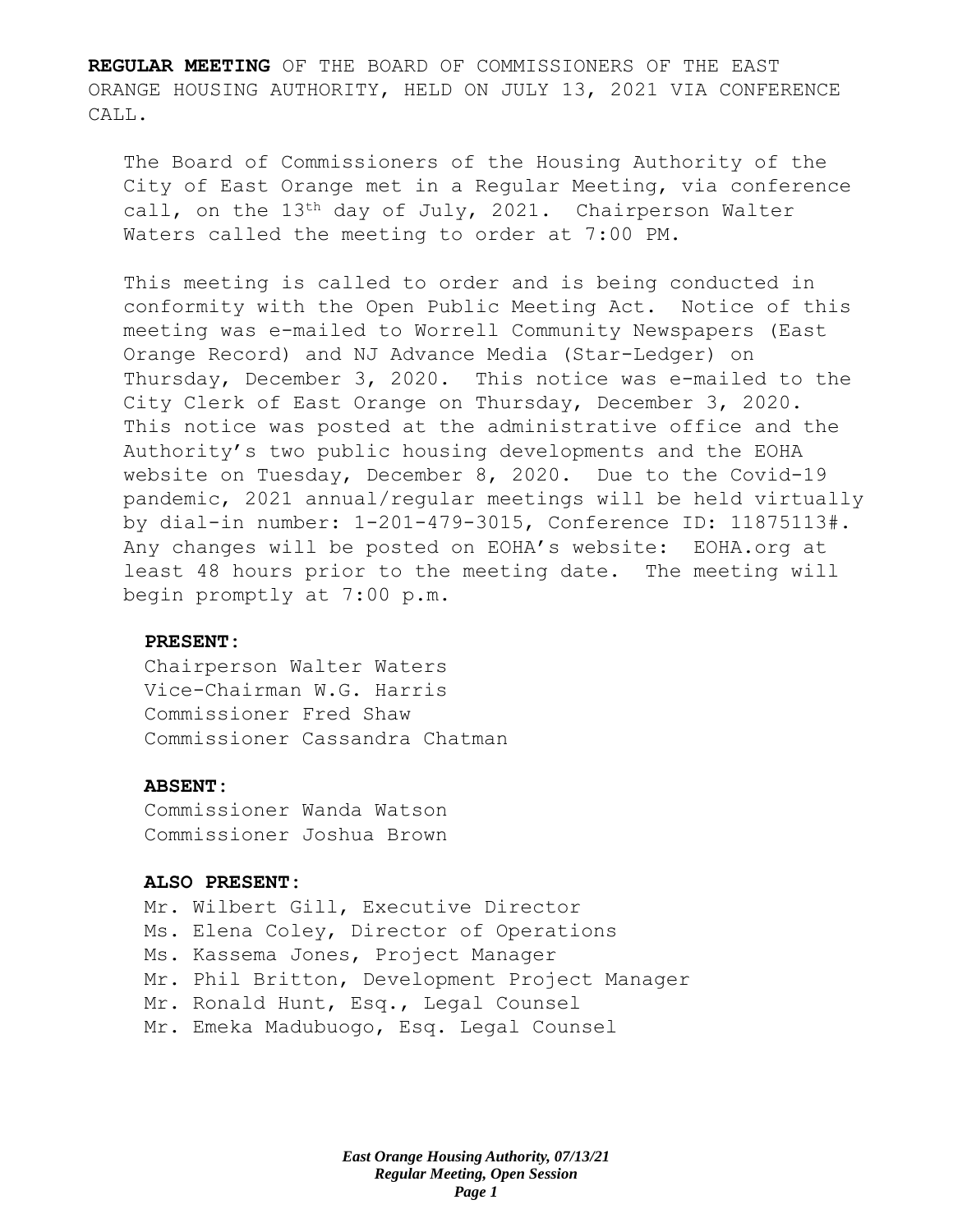**REGULAR MEETING** OF THE BOARD OF COMMISSIONERS OF THE EAST ORANGE HOUSING AUTHORITY, HELD ON JULY 13, 2021 VIA CONFERENCE CALL.

The Board of Commissioners of the Housing Authority of the City of East Orange met in a Regular Meeting, via conference call, on the 13th day of July, 2021. Chairperson Walter Waters called the meeting to order at 7:00 PM.

This meeting is called to order and is being conducted in conformity with the Open Public Meeting Act. Notice of this meeting was e-mailed to Worrell Community Newspapers (East Orange Record) and NJ Advance Media (Star-Ledger) on Thursday, December 3, 2020. This notice was e-mailed to the City Clerk of East Orange on Thursday, December 3, 2020. This notice was posted at the administrative office and the Authority's two public housing developments and the EOHA website on Tuesday, December 8, 2020. Due to the Covid-19 pandemic, 2021 annual/regular meetings will be held virtually by dial-in number: 1-201-479-3015, Conference ID: 11875113#. Any changes will be posted on EOHA's website: EOHA.org at least 48 hours prior to the meeting date. The meeting will begin promptly at 7:00 p.m.

**PRESENT:**

Chairperson Walter Waters
Vice-Chairman W.G. Harris
Commissioner Fred Shaw
Commissioner Cassandra Chatman

**ABSENT:**

Commissioner Wanda Watson
Commissioner Joshua Brown

**ALSO PRESENT:**

Mr. Wilbert Gill, Executive Director
Ms. Elena Coley, Director of Operations
Ms. Kassema Jones, Project Manager
Mr. Phil Britton, Development Project Manager
Mr. Ronald Hunt, Esq., Legal Counsel
Mr. Emeka Madubuogo, Esq. Legal Counsel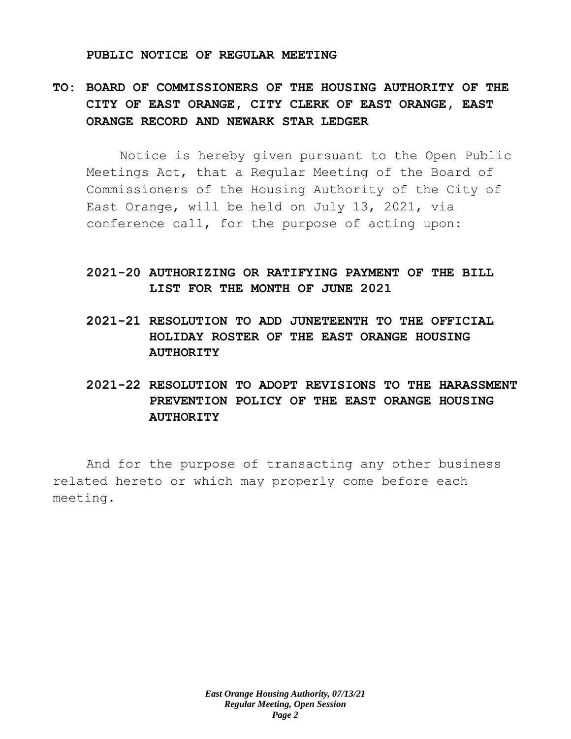## PUBLIC NOTICE OF REGULAR MEETING

**TO: BOARD OF COMMISSIONERS OF THE HOUSING AUTHORITY OF THE CITY OF EAST ORANGE, CITY CLERK OF EAST ORANGE, EAST ORANGE RECORD AND NEWARK STAR LEDGER**

Notice is hereby given pursuant to the Open Public Meetings Act, that a Regular Meeting of the Board of Commissioners of the Housing Authority of the City of East Orange, will be held on July 13, 2021, via conference call, for the purpose of acting upon:

**2021-20 AUTHORIZING OR RATIFYING PAYMENT OF THE BILL LIST FOR THE MONTH OF JUNE 2021**

**2021-21 RESOLUTION TO ADD JUNETEENTH TO THE OFFICIAL HOLIDAY ROSTER OF THE EAST ORANGE HOUSING AUTHORITY**

**2021-22 RESOLUTION TO ADOPT REVISIONS TO THE HARASSMENT PREVENTION POLICY OF THE EAST ORANGE HOUSING AUTHORITY**

And for the purpose of transacting any other business related hereto or which may properly come before each meeting.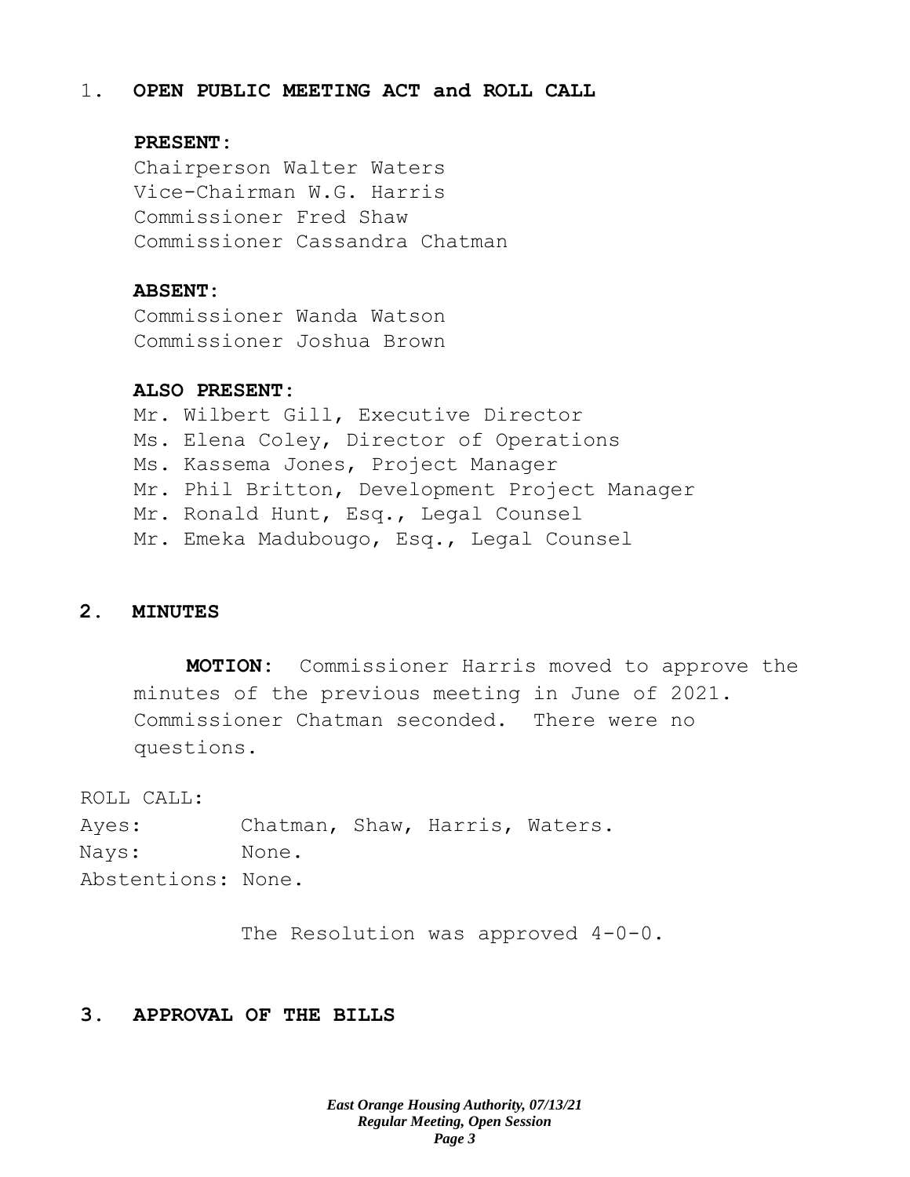1. **OPEN PUBLIC MEETING ACT and ROLL CALL**

**PRESENT:**

Chairperson Walter Waters
Vice-Chairman W.G. Harris
Commissioner Fred Shaw
Commissioner Cassandra Chatman

**ABSENT:**

Commissioner Wanda Watson
Commissioner Joshua Brown

**ALSO PRESENT:**

Mr. Wilbert Gill, Executive Director
Ms. Elena Coley, Director of Operations
Ms. Kassema Jones, Project Manager
Mr. Phil Britton, Development Project Manager
Mr. Ronald Hunt, Esq., Legal Counsel
Mr. Emeka Madubougo, Esq., Legal Counsel

2. **MINUTES**

**MOTION:** Commissioner Harris moved to approve the minutes of the previous meeting in June of 2021. Commissioner Chatman seconded. There were no questions.

ROLL CALL:
Ayes: Chatman, Shaw, Harris, Waters.
Nays: None.
Abstentions: None.

The Resolution was approved 4-0-0.

3. **APPROVAL OF THE BILLS**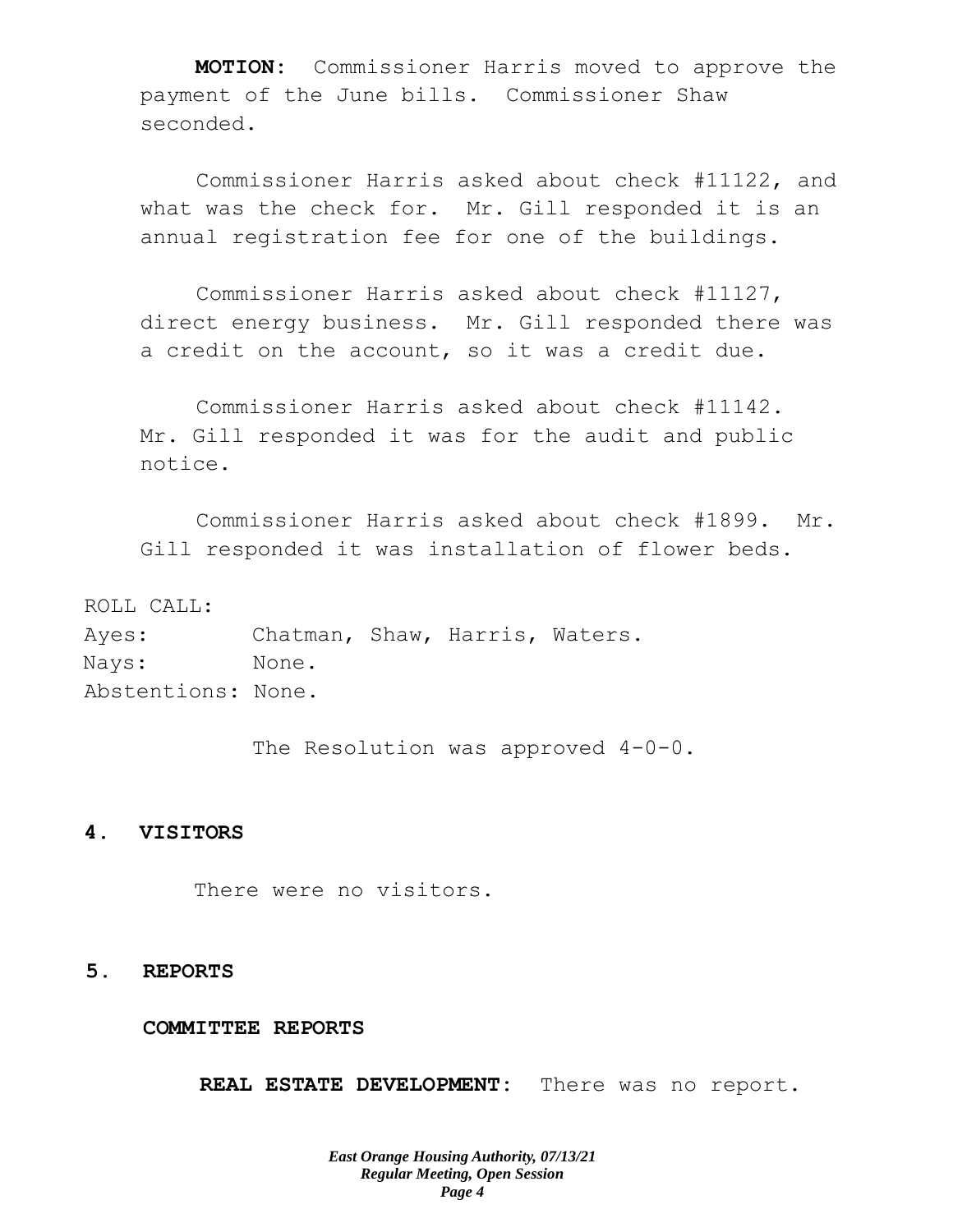**MOTION:** Commissioner Harris moved to approve the payment of the June bills. Commissioner Shaw seconded.

Commissioner Harris asked about check #11122, and what was the check for. Mr. Gill responded it is an annual registration fee for one of the buildings.

Commissioner Harris asked about check #11127, direct energy business. Mr. Gill responded there was a credit on the account, so it was a credit due.

Commissioner Harris asked about check #11142. Mr. Gill responded it was for the audit and public notice.

Commissioner Harris asked about check #1899. Mr. Gill responded it was installation of flower beds.

ROLL CALL:
Ayes: Chatman, Shaw, Harris, Waters.
Nays: None.
Abstentions: None.

The Resolution was approved 4-0-0.

## 4. VISITORS

There were no visitors.

## 5. REPORTS

### COMMITTEE REPORTS

**REAL ESTATE DEVELOPMENT:** There was no report.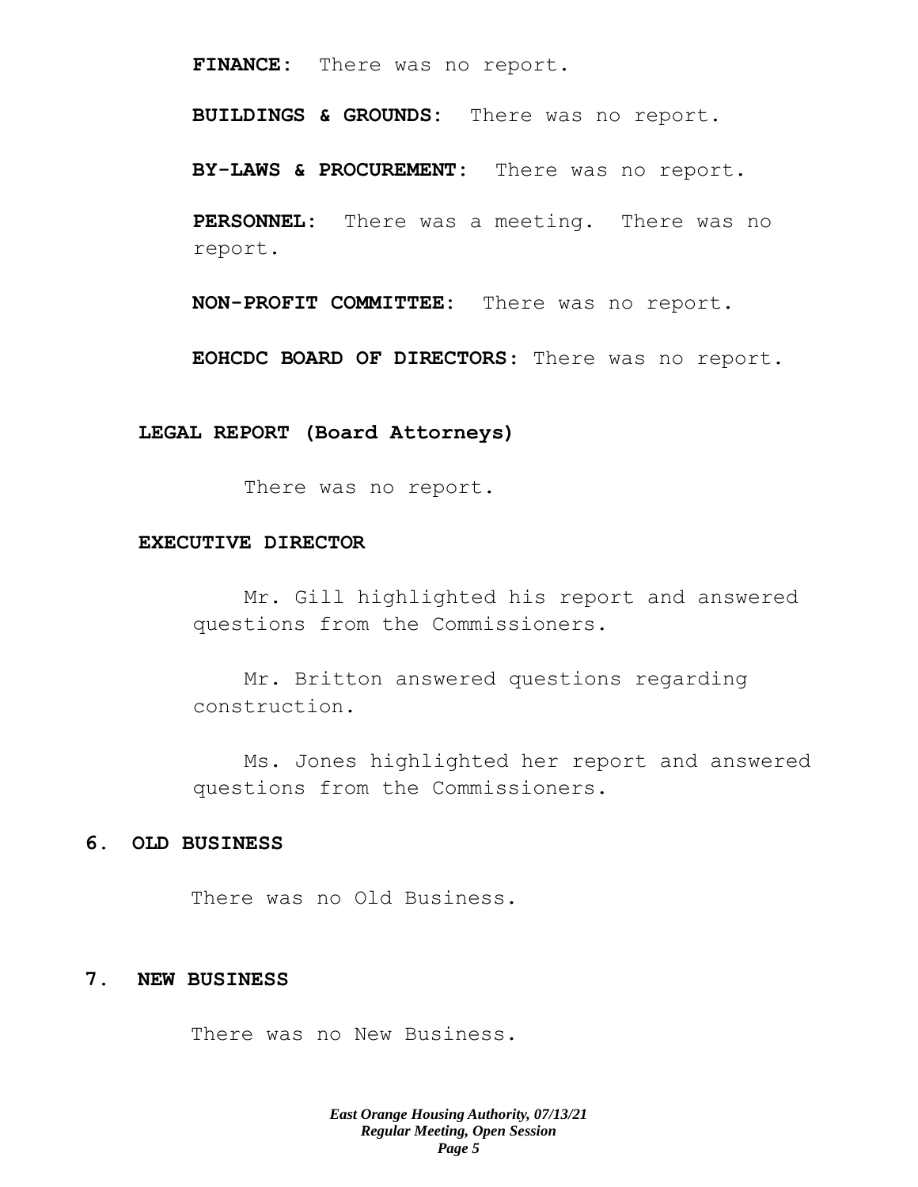**FINANCE:** There was no report.

**BUILDINGS & GROUNDS:** There was no report.

**BY-LAWS & PROCUREMENT:** There was no report.

**PERSONNEL:** There was a meeting. There was no report.

**NON-PROFIT COMMITTEE:** There was no report.

**EOHCDC BOARD OF DIRECTORS:** There was no report.

**LEGAL REPORT (Board Attorneys)**

There was no report.

**EXECUTIVE DIRECTOR**

Mr. Gill highlighted his report and answered questions from the Commissioners.

Mr. Britton answered questions regarding construction.

Ms. Jones highlighted her report and answered questions from the Commissioners.

## 6. OLD BUSINESS

There was no Old Business.

## 7. NEW BUSINESS

There was no New Business.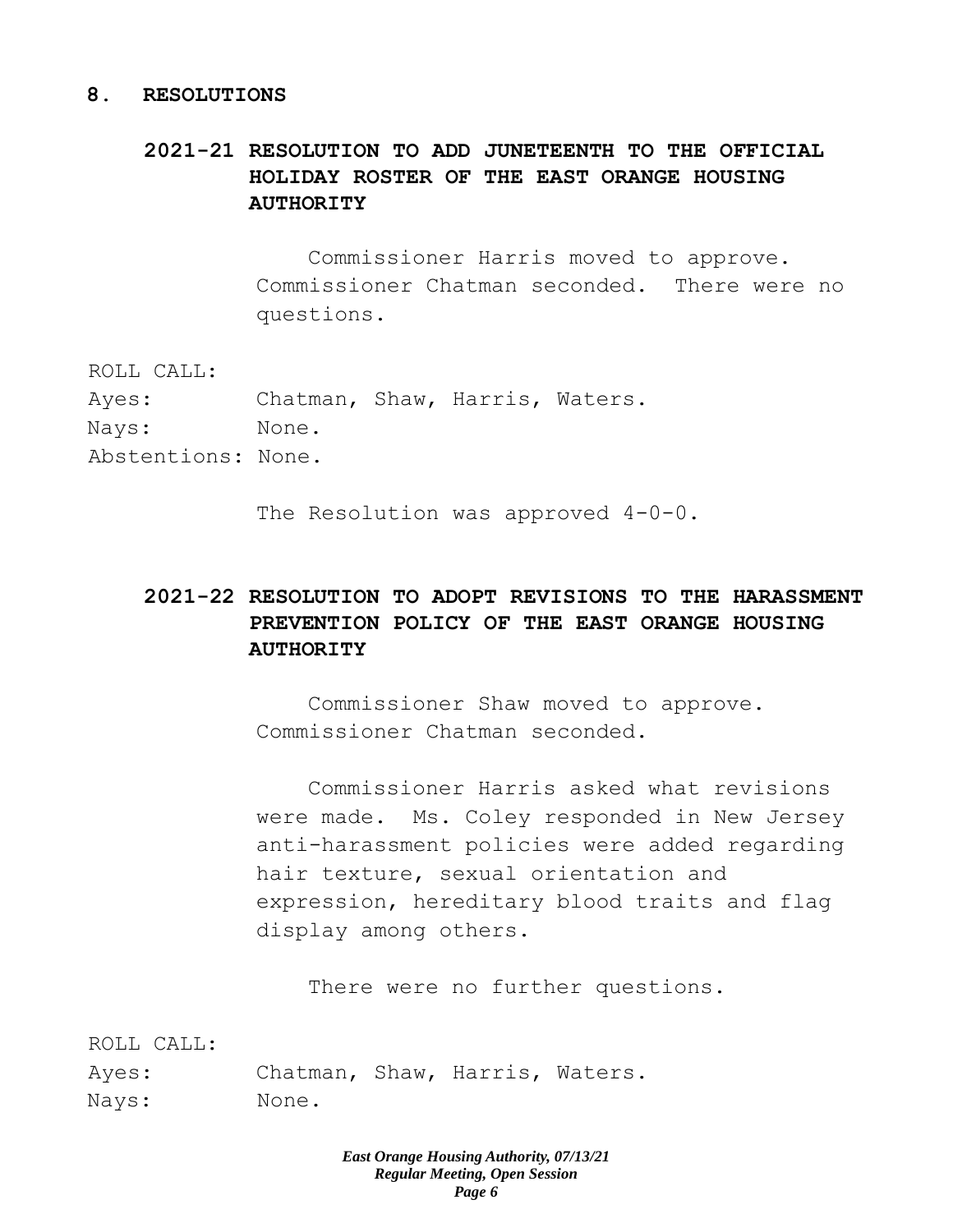## 8. RESOLUTIONS

### 2021-21 RESOLUTION TO ADD JUNETEENTH TO THE OFFICIAL HOLIDAY ROSTER OF THE EAST ORANGE HOUSING AUTHORITY

Commissioner Harris moved to approve. Commissioner Chatman seconded. There were no questions.

ROLL CALL:
Ayes: Chatman, Shaw, Harris, Waters.
Nays: None.
Abstentions: None.

The Resolution was approved 4-0-0.

### 2021-22 RESOLUTION TO ADOPT REVISIONS TO THE HARASSMENT PREVENTION POLICY OF THE EAST ORANGE HOUSING AUTHORITY

Commissioner Shaw moved to approve. Commissioner Chatman seconded.

Commissioner Harris asked what revisions were made. Ms. Coley responded in New Jersey anti-harassment policies were added regarding hair texture, sexual orientation and expression, hereditary blood traits and flag display among others.

There were no further questions.

ROLL CALL:
Ayes: Chatman, Shaw, Harris, Waters.
Nays: None.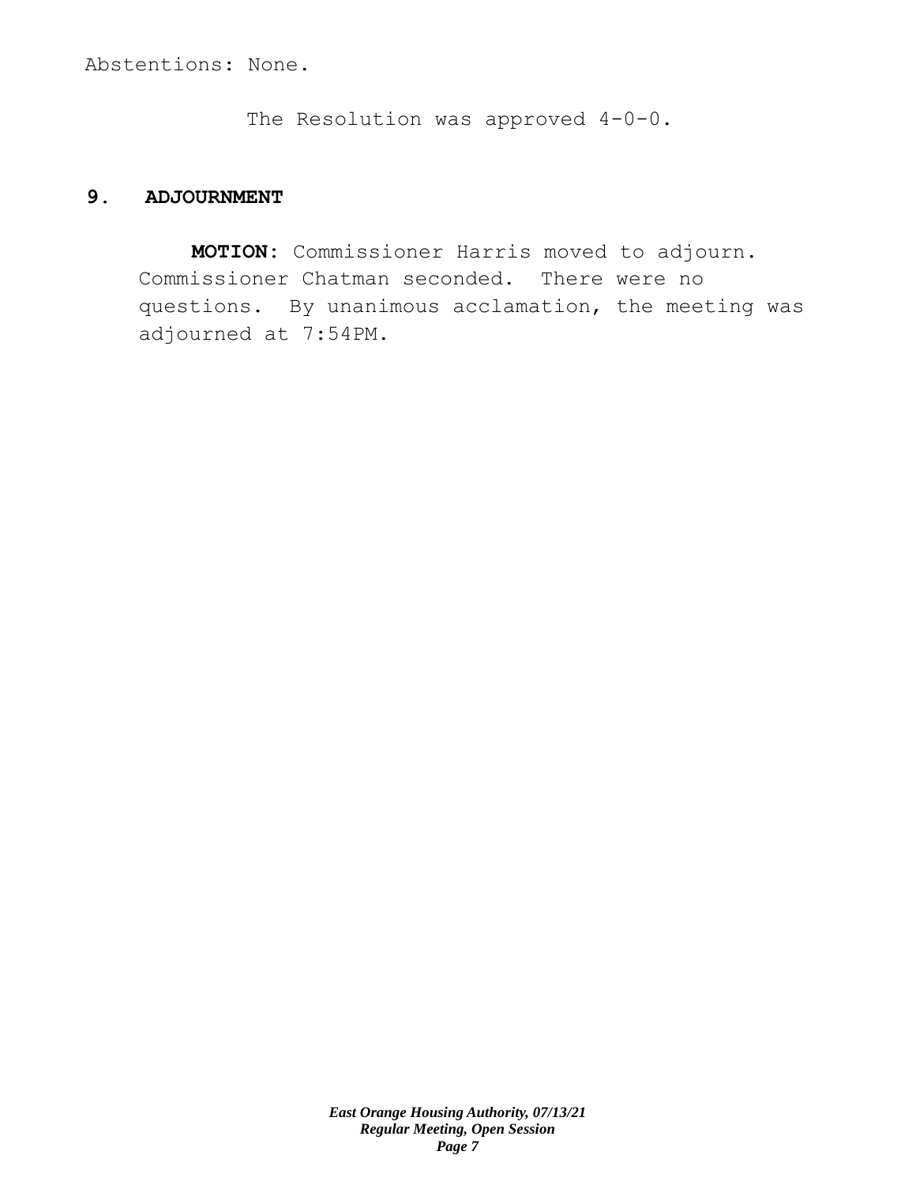Abstentions: None.

The Resolution was approved 4-0-0.

## 9. ADJOURNMENT

**MOTION**: Commissioner Harris moved to adjourn. Commissioner Chatman seconded. There were no questions. By unanimous acclamation, the meeting was adjourned at 7:54PM.